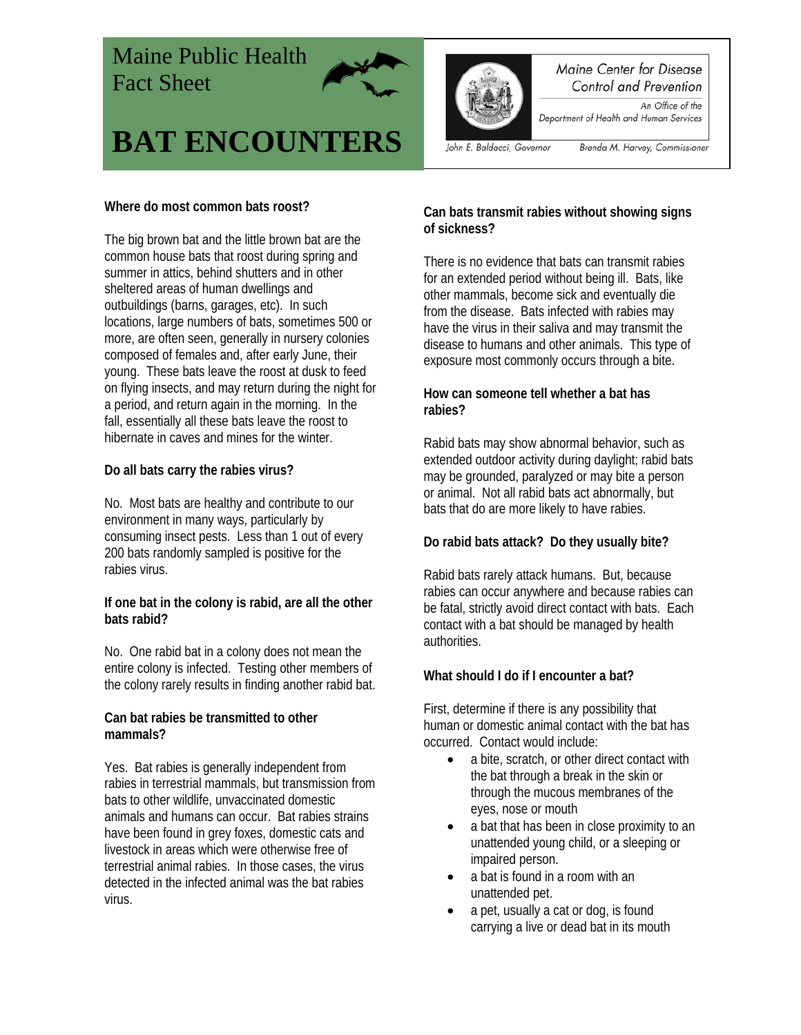# Maine Public Health Fact Sheet

# BAT ENCOUNTERS

Maine Center for Disease Control and Prevention
An Office of the Department of Health and Human Services

John E. Baldacci, Governor    Brenda M. Harvey, Commissioner

**Where do most common bats roost?**

The big brown bat and the little brown bat are the common house bats that roost during spring and summer in attics, behind shutters and in other sheltered areas of human dwellings and outbuildings (barns, garages, etc). In such locations, large numbers of bats, sometimes 500 or more, are often seen, generally in nursery colonies composed of females and, after early June, their young. These bats leave the roost at dusk to feed on flying insects, and may return during the night for a period, and return again in the morning. In the fall, essentially all these bats leave the roost to hibernate in caves and mines for the winter.

**Do all bats carry the rabies virus?**

No. Most bats are healthy and contribute to our environment in many ways, particularly by consuming insect pests. Less than 1 out of every 200 bats randomly sampled is positive for the rabies virus.

**If one bat in the colony is rabid, are all the other bats rabid?**

No. One rabid bat in a colony does not mean the entire colony is infected. Testing other members of the colony rarely results in finding another rabid bat.

**Can bat rabies be transmitted to other mammals?**

Yes. Bat rabies is generally independent from rabies in terrestrial mammals, but transmission from bats to other wildlife, unvaccinated domestic animals and humans can occur. Bat rabies strains have been found in grey foxes, domestic cats and livestock in areas which were otherwise free of terrestrial animal rabies. In those cases, the virus detected in the infected animal was the bat rabies virus.

**Can bats transmit rabies without showing signs of sickness?**

There is no evidence that bats can transmit rabies for an extended period without being ill. Bats, like other mammals, become sick and eventually die from the disease. Bats infected with rabies may have the virus in their saliva and may transmit the disease to humans and other animals. This type of exposure most commonly occurs through a bite.

**How can someone tell whether a bat has rabies?**

Rabid bats may show abnormal behavior, such as extended outdoor activity during daylight; rabid bats may be grounded, paralyzed or may bite a person or animal. Not all rabid bats act abnormally, but bats that do are more likely to have rabies.

**Do rabid bats attack? Do they usually bite?**

Rabid bats rarely attack humans. But, because rabies can occur anywhere and because rabies can be fatal, strictly avoid direct contact with bats. Each contact with a bat should be managed by health authorities.

**What should I do if I encounter a bat?**

First, determine if there is any possibility that human or domestic animal contact with the bat has occurred. Contact would include:

- a bite, scratch, or other direct contact with the bat through a break in the skin or through the mucous membranes of the eyes, nose or mouth
- a bat that has been in close proximity to an unattended young child, or a sleeping or impaired person.
- a bat is found in a room with an unattended pet.
- a pet, usually a cat or dog, is found carrying a live or dead bat in its mouth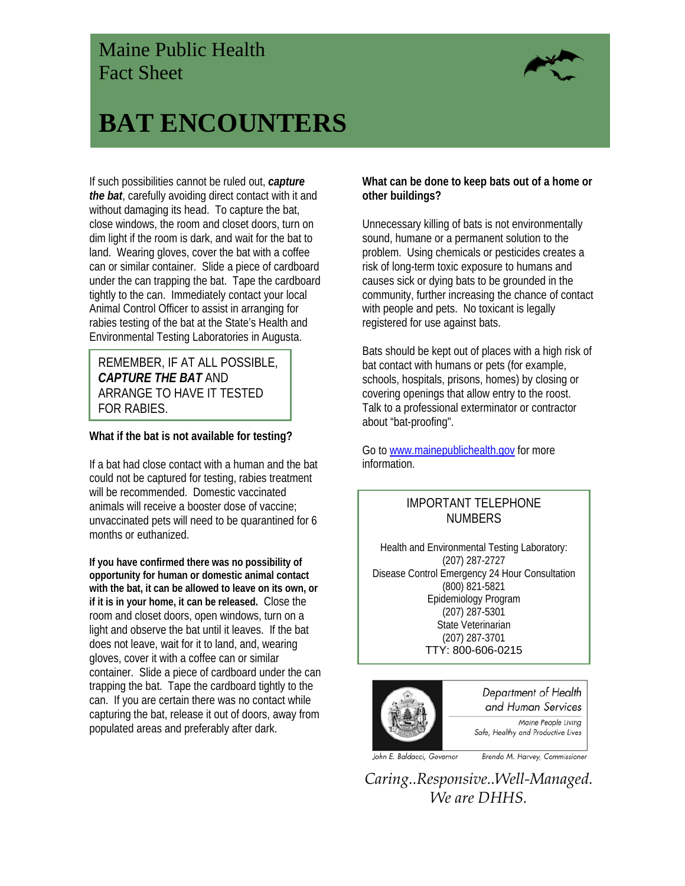Maine Public Health
Fact Sheet

# BAT ENCOUNTERS

If such possibilities cannot be ruled out, ***capture the bat***, carefully avoiding direct contact with it and without damaging its head. To capture the bat, close windows, the room and closet doors, turn on dim light if the room is dark, and wait for the bat to land. Wearing gloves, cover the bat with a coffee can or similar container. Slide a piece of cardboard under the can trapping the bat. Tape the cardboard tightly to the can. Immediately contact your local Animal Control Officer to assist in arranging for rabies testing of the bat at the State's Health and Environmental Testing Laboratories in Augusta.

> REMEMBER, IF AT ALL POSSIBLE, ***CAPTURE THE BAT*** AND ARRANGE TO HAVE IT TESTED FOR RABIES.

**What if the bat is not available for testing?**

If a bat had close contact with a human and the bat could not be captured for testing, rabies treatment will be recommended. Domestic vaccinated animals will receive a booster dose of vaccine; unvaccinated pets will need to be quarantined for 6 months or euthanized.

**If you have confirmed there was no possibility of opportunity for human or domestic animal contact with the bat, it can be allowed to leave on its own, or if it is in your home, it can be released.** Close the room and closet doors, open windows, turn on a light and observe the bat until it leaves. If the bat does not leave, wait for it to land, and, wearing gloves, cover it with a coffee can or similar container. Slide a piece of cardboard under the can trapping the bat. Tape the cardboard tightly to the can. If you are certain there was no contact while capturing the bat, release it out of doors, away from populated areas and preferably after dark.

**What can be done to keep bats out of a home or other buildings?**

Unnecessary killing of bats is not environmentally sound, humane or a permanent solution to the problem. Using chemicals or pesticides creates a risk of long-term toxic exposure to humans and causes sick or dying bats to be grounded in the community, further increasing the chance of contact with people and pets. No toxicant is legally registered for use against bats.

Bats should be kept out of places with a high risk of bat contact with humans or pets (for example, schools, hospitals, prisons, homes) by closing or covering openings that allow entry to the roost. Talk to a professional exterminator or contractor about "bat-proofing".

Go to www.mainepublichealth.gov for more information.

**IMPORTANT TELEPHONE NUMBERS**

Health and Environmental Testing Laboratory:
(207) 287-2727
Disease Control Emergency 24 Hour Consultation
(800) 821-5821
Epidemiology Program
(207) 287-5301
State Veterinarian
(207) 287-3701
TTY: 800-606-0215

Department of Health and Human Services
Maine People Living Safe, Healthy and Productive Lives

John E. Baldacci, Governor — Brenda M. Harvey, Commissioner

*Caring..Responsive..Well-Managed. We are DHHS.*